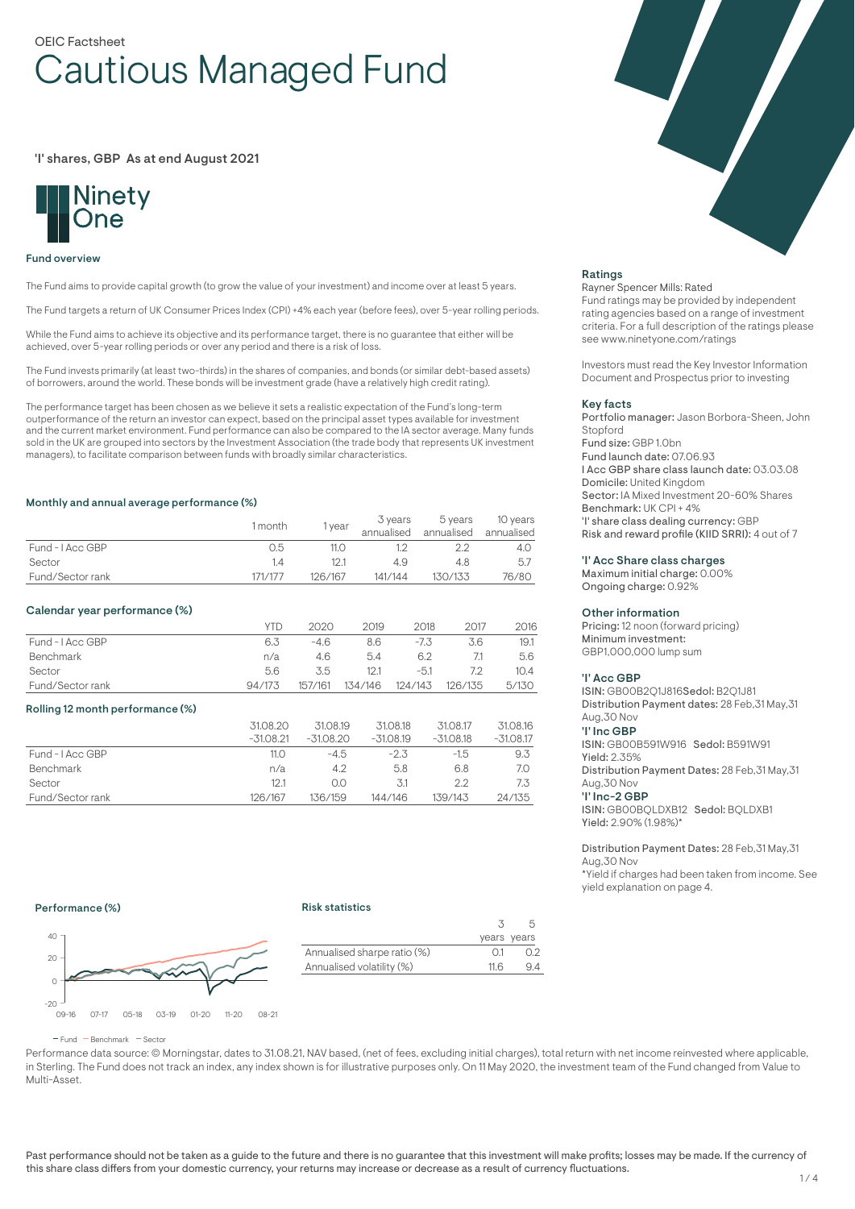OEIC Factsheet

# Cautious Managed Fund

'I' shares, GBP As at end August 2021

Ninety One

## Fund overview

The Fund aims to provide capital growth (to grow the value of your investment) and income over at least 5 years.

The Fund targets a return of UK Consumer Prices Index (CPI) +4% each year (before fees), over 5-year rolling periods.

While the Fund aims to achieve its objective and its performance target, there is no guarantee that either will be achieved, over 5-year rolling periods or over any period and there is a risk of loss.

The Fund invests primarily (at least two-thirds) in the shares of companies, and bonds (or similar debt-based assets) of borrowers, around the world. These bonds will be investment grade (have a relatively high credit rating).

The performance target has been chosen as we believe it sets a realistic expectation of the Fund's long-term outperformance of the return an investor can expect, based on the principal asset types available for investment and the current market environment. Fund performance can also be compared to the IA sector average. Many funds sold in the UK are grouped into sectors by the Investment Association (the trade body that represents UK investment managers), to facilitate comparison between funds with broadly similar characteristics.

### Monthly and annual average performance (%)

| | 1 month | 1 year | 3 years annualised | 5 years annualised | 10 years annualised |
|---|---|---|---|---|---|
| Fund - I Acc GBP | 0.5 | 11.0 | 1.2 | 2.2 | 4.0 |
| Sector | 1.4 | 12.1 | 4.9 | 4.8 | 5.7 |
| Fund/Sector rank | 171/177 | 126/167 | 141/144 | 130/133 | 76/80 |

### Calendar year performance (%)

| | YTD | 2020 | 2019 | 2018 | 2017 | 2016 |
|---|---|---|---|---|---|---|
| Fund - I Acc GBP | 6.3 | -4.6 | 8.6 | -7.3 | 3.6 | 19.1 |
| Benchmark | n/a | 4.6 | 5.4 | 6.2 | 7.1 | 5.6 |
| Sector | 5.6 | 3.5 | 12.1 | -5.1 | 7.2 | 10.4 |
| Fund/Sector rank | 94/173 | 157/161 | 134/146 | 124/143 | 126/135 | 5/130 |

### Rolling 12 month performance (%)

| | 31.08.20 -31.08.21 | 31.08.19 -31.08.20 | 31.08.18 -31.08.19 | 31.08.17 -31.08.18 | 31.08.16 -31.08.17 |
|---|---|---|---|---|---|
| Fund - I Acc GBP | 11.0 | -4.5 | -2.3 | -1.5 | 9.3 |
| Benchmark | n/a | 4.2 | 5.8 | 6.8 | 7.0 |
| Sector | 12.1 | 0.0 | 3.1 | 2.2 | 7.3 |
| Fund/Sector rank | 126/167 | 136/159 | 144/146 | 139/143 | 24/135 |

### Performance (%)

— Fund — Benchmark — Sector

### Risk statistics

| | 3 years | 5 years |
|---|---|---|
| Annualised sharpe ratio (%) | 0.1 | 0.2 |
| Annualised volatility (%) | 11.6 | 9.4 |

Performance data source: © Morningstar, dates to 31.08.21, NAV based, (net of fees, excluding initial charges), total return with net income reinvested where applicable, in Sterling. The Fund does not track an index, any index shown is for illustrative purposes only. On 11 May 2020, the investment team of the Fund changed from Value to Multi-Asset.

### Ratings

Rayner Spencer Mills: Rated

Fund ratings may be provided by independent rating agencies based on a range of investment criteria. For a full description of the ratings please see www.ninetyone.com/ratings

Investors must read the Key Investor Information Document and Prospectus prior to investing

### Key facts

**Portfolio manager:** Jason Borbora-Sheen, John Stopford
**Fund size:** GBP 1.0bn
**Fund launch date:** 07.06.93
**I Acc GBP share class launch date:** 03.03.08
**Domicile:** United Kingdom
**Sector:** IA Mixed Investment 20-60% Shares
**Benchmark:** UK CPI + 4%
**'I' share class dealing currency:** GBP
**Risk and reward profile (KIID SRRI):** 4 out of 7

### 'I' Acc Share class charges

Maximum initial charge: 0.00%
Ongoing charge: 0.92%

### Other information

**Pricing:** 12 noon (forward pricing)
**Minimum investment:**
GBP1,000,000 lump sum

### 'I' Acc GBP

ISIN: GB00B2Q1J816 Sedol: B2Q1J81
**Distribution Payment dates:** 28 Feb,31 May,31 Aug,30 Nov

**'I' Inc GBP**

ISIN: GB00B591W916 Sedol: B591W91
**Yield:** 2.35%
**Distribution Payment Dates:** 28 Feb,31 May,31 Aug,30 Nov

**'I' Inc-2 GBP**

ISIN: GB00BQLDXB12 Sedol: BQLDXB1
**Yield:** 2.90% (1.98%)*

Distribution Payment Dates: 28 Feb,31 May,31 Aug,30 Nov

*Yield if charges had been taken from income. See yield explanation on page 4.

Past performance should not be taken as a guide to the future and there is no guarantee that this investment will make profits; losses may be made. If the currency of this share class differs from your domestic currency, your returns may increase or decrease as a result of currency fluctuations.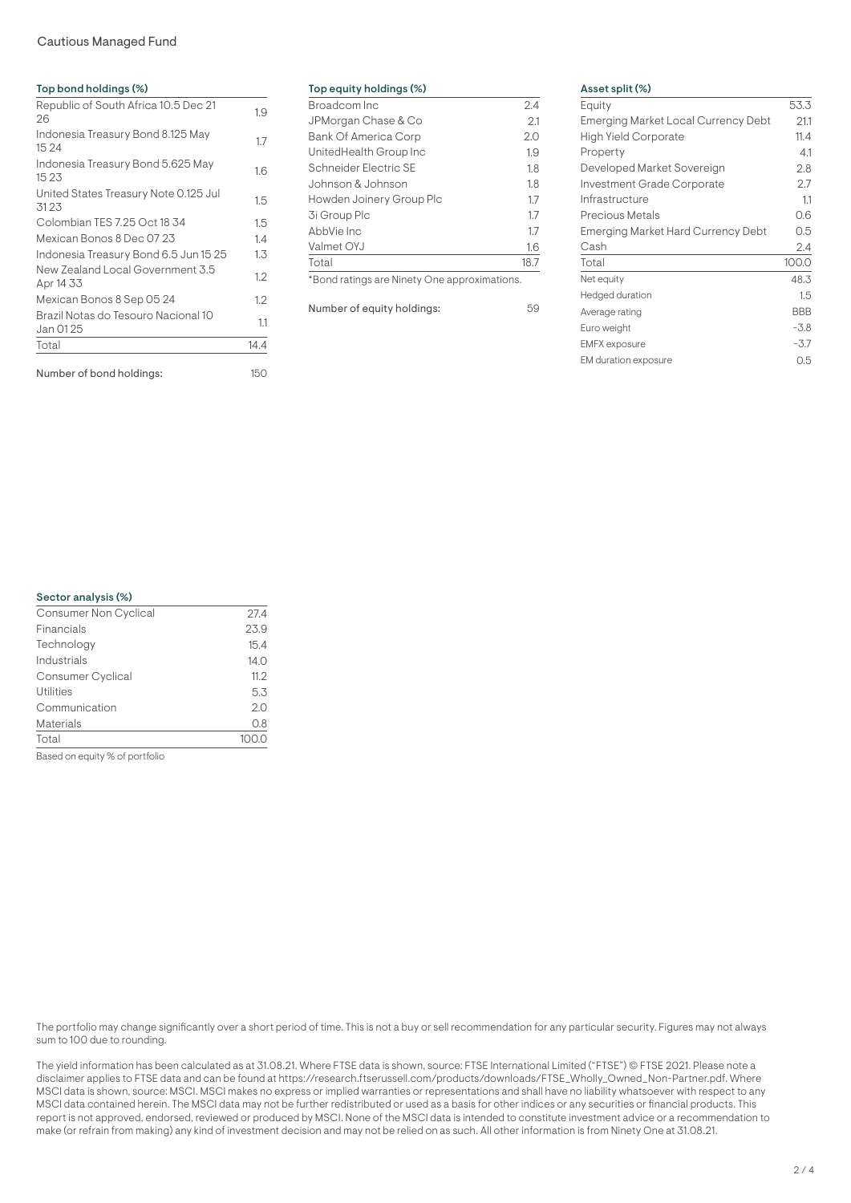Cautious Managed Fund

### Top bond holdings (%)

| Holding | % |
|---|---|
| Republic of South Africa 10.5 Dec 21 26 | 1.9 |
| Indonesia Treasury Bond 8.125 May 15 24 | 1.7 |
| Indonesia Treasury Bond 5.625 May 15 23 | 1.6 |
| United States Treasury Note 0.125 Jul 31 23 | 1.5 |
| Colombian TES 7.25 Oct 18 34 | 1.5 |
| Mexican Bonos 8 Dec 07 23 | 1.4 |
| Indonesia Treasury Bond 6.5 Jun 15 25 | 1.3 |
| New Zealand Local Government 3.5 Apr 14 33 | 1.2 |
| Mexican Bonos 8 Sep 05 24 | 1.2 |
| Brazil Notas do Tesouro Nacional 10 Jan 01 25 | 1.1 |
| Total | 14.4 |

Number of bond holdings: 150

### Top equity holdings (%)

| Holding | % |
|---|---|
| Broadcom Inc | 2.4 |
| JPMorgan Chase & Co | 2.1 |
| Bank Of America Corp | 2.0 |
| UnitedHealth Group Inc | 1.9 |
| Schneider Electric SE | 1.8 |
| Johnson & Johnson | 1.8 |
| Howden Joinery Group Plc | 1.7 |
| 3i Group Plc | 1.7 |
| AbbVie Inc | 1.7 |
| Valmet OYJ | 1.6 |
| Total | 18.7 |

*Bond ratings are Ninety One approximations.

Number of equity holdings: 59

### Asset split (%)

| Asset | % |
|---|---|
| Equity | 53.3 |
| Emerging Market Local Currency Debt | 21.1 |
| High Yield Corporate | 11.4 |
| Property | 4.1 |
| Developed Market Sovereign | 2.8 |
| Investment Grade Corporate | 2.7 |
| Infrastructure | 1.1 |
| Precious Metals | 0.6 |
| Emerging Market Hard Currency Debt | 0.5 |
| Cash | 2.4 |
| Total | 100.0 |
| Net equity | 48.3 |
| Hedged duration | 1.5 |
| Average rating | BBB |
| Euro weight | -3.8 |
| EMFX exposure | -3.7 |
| EM duration exposure | 0.5 |

### Sector analysis (%)

| Sector | % |
|---|---|
| Consumer Non Cyclical | 27.4 |
| Financials | 23.9 |
| Technology | 15.4 |
| Industrials | 14.0 |
| Consumer Cyclical | 11.2 |
| Utilities | 5.3 |
| Communication | 2.0 |
| Materials | 0.8 |
| Total | 100.0 |

Based on equity % of portfolio

The portfolio may change significantly over a short period of time. This is not a buy or sell recommendation for any particular security. Figures may not always sum to 100 due to rounding.

The yield information has been calculated as at 31.08.21. Where FTSE data is shown, source: FTSE International Limited ("FTSE") © FTSE 2021. Please note a disclaimer applies to FTSE data and can be found at https://research.ftserussell.com/products/downloads/FTSE_Wholly_Owned_Non-Partner.pdf. Where MSCI data is shown, source: MSCI. MSCI makes no express or implied warranties or representations and shall have no liability whatsoever with respect to any MSCI data contained herein. The MSCI data may not be further redistributed or used as a basis for other indices or any securities or financial products. This report is not approved, endorsed, reviewed or produced by MSCI. None of the MSCI data is intended to constitute investment advice or a recommendation to make (or refrain from making) any kind of investment decision and may not be relied on as such. All other information is from Ninety One at 31.08.21.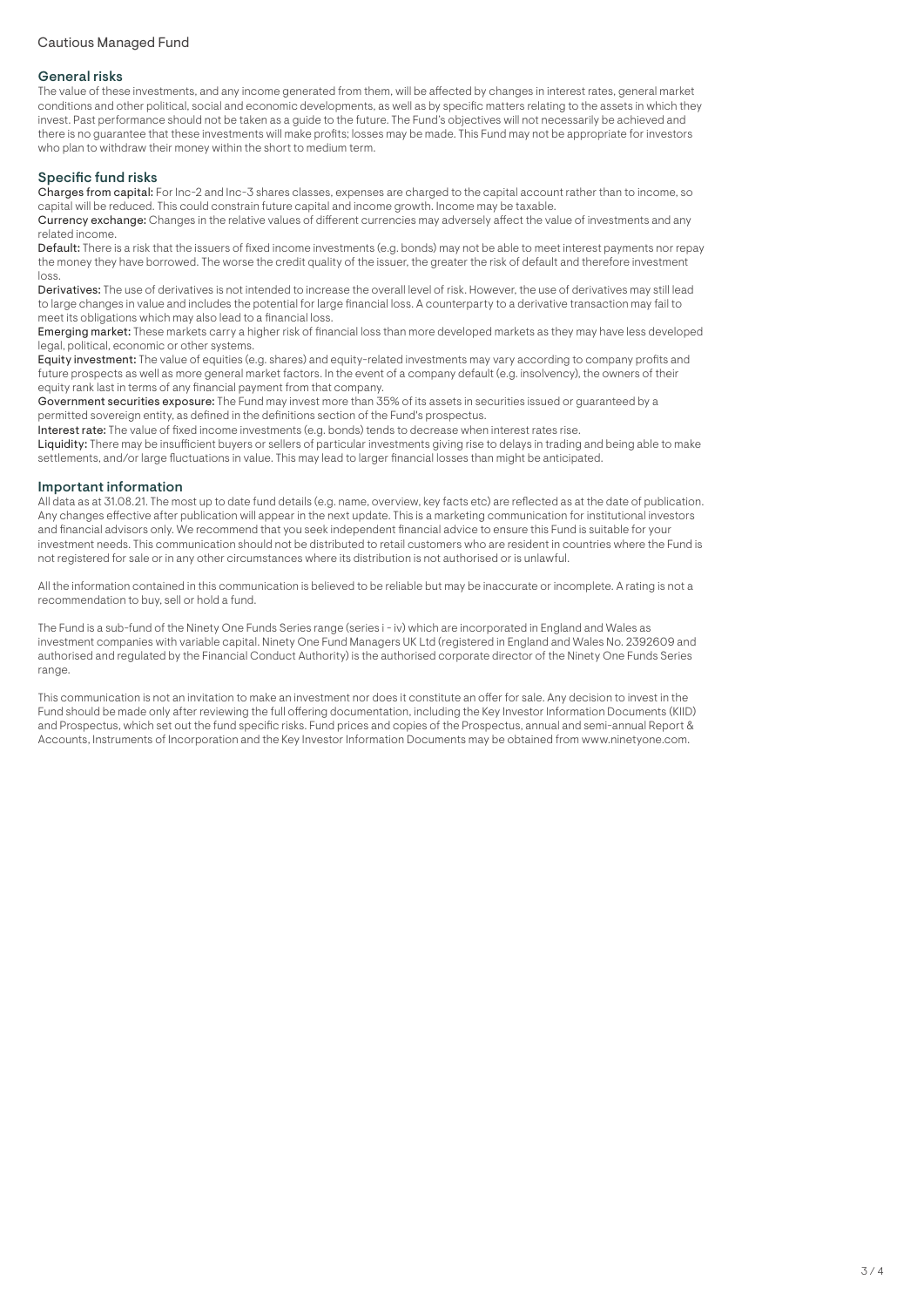## General risks

The value of these investments, and any income generated from them, will be affected by changes in interest rates, general market conditions and other political, social and economic developments, as well as by specific matters relating to the assets in which they invest. Past performance should not be taken as a guide to the future. The Fund's objectives will not necessarily be achieved and there is no guarantee that these investments will make profits; losses may be made. This Fund may not be appropriate for investors who plan to withdraw their money within the short to medium term.

## Specific fund risks

**Charges from capital:** For Inc-2 and Inc-3 shares classes, expenses are charged to the capital account rather than to income, so capital will be reduced. This could constrain future capital and income growth. Income may be taxable.

**Currency exchange:** Changes in the relative values of different currencies may adversely affect the value of investments and any related income.

**Default:** There is a risk that the issuers of fixed income investments (e.g. bonds) may not be able to meet interest payments nor repay the money they have borrowed. The worse the credit quality of the issuer, the greater the risk of default and therefore investment loss.

**Derivatives:** The use of derivatives is not intended to increase the overall level of risk. However, the use of derivatives may still lead to large changes in value and includes the potential for large financial loss. A counterparty to a derivative transaction may fail to meet its obligations which may also lead to a financial loss.

**Emerging market:** These markets carry a higher risk of financial loss than more developed markets as they may have less developed legal, political, economic or other systems.

**Equity investment:** The value of equities (e.g. shares) and equity-related investments may vary according to company profits and future prospects as well as more general market factors. In the event of a company default (e.g. insolvency), the owners of their equity rank last in terms of any financial payment from that company.

**Government securities exposure:** The Fund may invest more than 35% of its assets in securities issued or guaranteed by a permitted sovereign entity, as defined in the definitions section of the Fund's prospectus.

**Interest rate:** The value of fixed income investments (e.g. bonds) tends to decrease when interest rates rise.

**Liquidity:** There may be insufficient buyers or sellers of particular investments giving rise to delays in trading and being able to make settlements, and/or large fluctuations in value. This may lead to larger financial losses than might be anticipated.

## Important information

All data as at 31.08.21. The most up to date fund details (e.g. name, overview, key facts etc) are reflected as at the date of publication. Any changes effective after publication will appear in the next update. This is a marketing communication for institutional investors and financial advisors only. We recommend that you seek independent financial advice to ensure this Fund is suitable for your investment needs. This communication should not be distributed to retail customers who are resident in countries where the Fund is not registered for sale or in any other circumstances where its distribution is not authorised or is unlawful.

All the information contained in this communication is believed to be reliable but may be inaccurate or incomplete. A rating is not a recommendation to buy, sell or hold a fund.

The Fund is a sub-fund of the Ninety One Funds Series range (series i - iv) which are incorporated in England and Wales as investment companies with variable capital. Ninety One Fund Managers UK Ltd (registered in England and Wales No. 2392609 and authorised and regulated by the Financial Conduct Authority) is the authorised corporate director of the Ninety One Funds Series range.

This communication is not an invitation to make an investment nor does it constitute an offer for sale. Any decision to invest in the Fund should be made only after reviewing the full offering documentation, including the Key Investor Information Documents (KIID) and Prospectus, which set out the fund specific risks. Fund prices and copies of the Prospectus, annual and semi-annual Report & Accounts, Instruments of Incorporation and the Key Investor Information Documents may be obtained from www.ninetyone.com.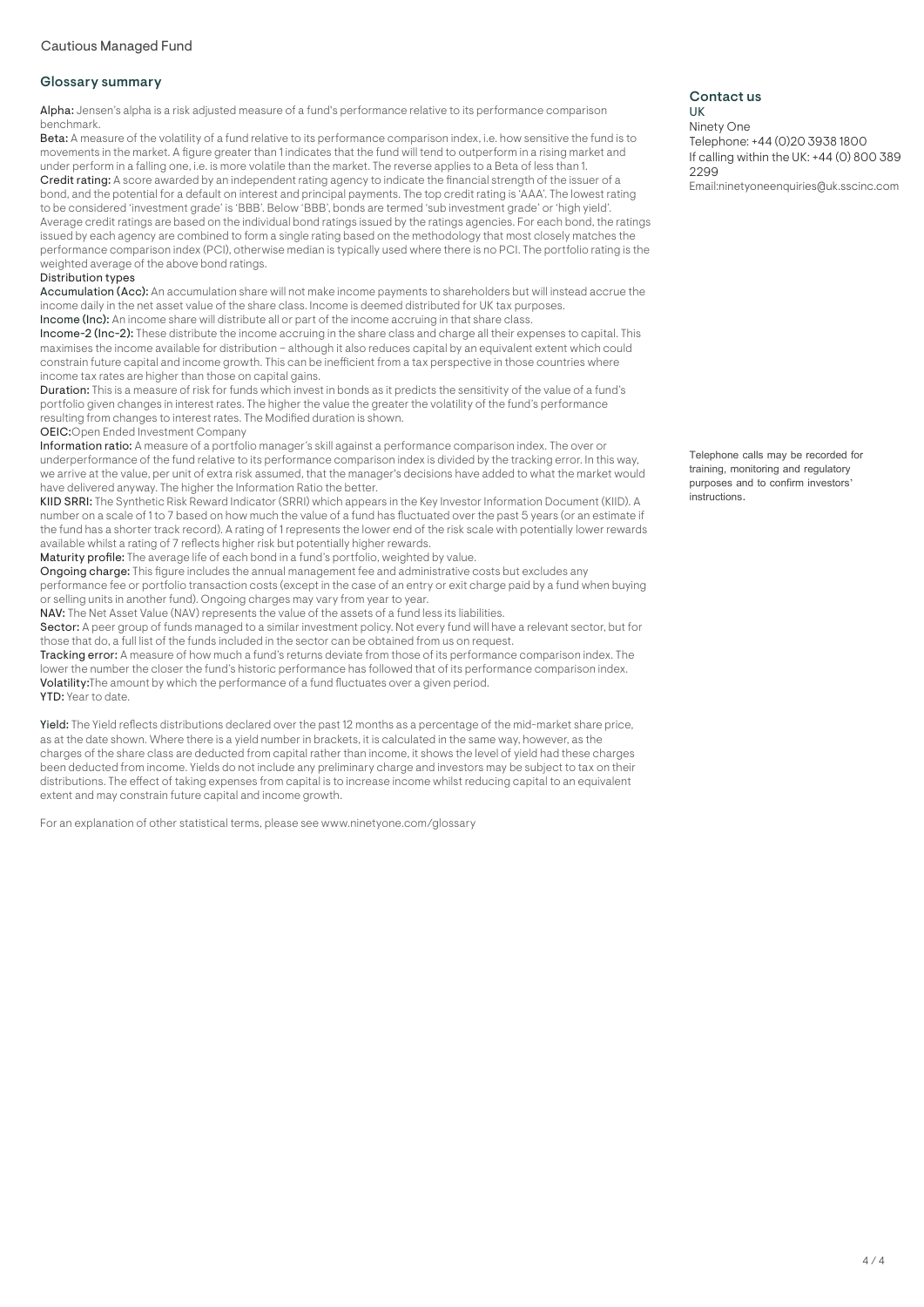## Glossary summary

**Alpha:** Jensen's alpha is a risk adjusted measure of a fund's performance relative to its performance comparison benchmark.

**Beta:** A measure of the volatility of a fund relative to its performance comparison index, i.e. how sensitive the fund is to movements in the market. A figure greater than 1 indicates that the fund will tend to outperform in a rising market and under perform in a falling one, i.e. is more volatile than the market. The reverse applies to a Beta of less than 1.

**Credit rating:** A score awarded by an independent rating agency to indicate the financial strength of the issuer of a bond, and the potential for a default on interest and principal payments. The top credit rating is 'AAA'. The lowest rating to be considered 'investment grade' is 'BBB'. Below 'BBB', bonds are termed 'sub investment grade' or 'high yield'. Average credit ratings are based on the individual bond ratings issued by the ratings agencies. For each bond, the ratings issued by each agency are combined to form a single rating based on the methodology that most closely matches the performance comparison index (PCI), otherwise median is typically used where there is no PCI. The portfolio rating is the weighted average of the above bond ratings.

**Distribution types**

**Accumulation (Acc):** An accumulation share will not make income payments to shareholders but will instead accrue the income daily in the net asset value of the share class. Income is deemed distributed for UK tax purposes.

**Income (Inc):** An income share will distribute all or part of the income accruing in that share class.

**Income-2 (Inc-2):** These distribute the income accruing in the share class and charge all their expenses to capital. This maximises the income available for distribution – although it also reduces capital by an equivalent extent which could constrain future capital and income growth. This can be inefficient from a tax perspective in those countries where income tax rates are higher than those on capital gains.

**Duration:** This is a measure of risk for funds which invest in bonds as it predicts the sensitivity of the value of a fund's portfolio given changes in interest rates. The higher the value the greater the volatility of the fund's performance resulting from changes to interest rates. The Modified duration is shown.

**OEIC:** Open Ended Investment Company

**Information ratio:** A measure of a portfolio manager's skill against a performance comparison index. The over or underperformance of the fund relative to its performance comparison index is divided by the tracking error. In this way, we arrive at the value, per unit of extra risk assumed, that the manager's decisions have added to what the market would have delivered anyway. The higher the Information Ratio the better.

**KIID SRRI:** The Synthetic Risk Reward Indicator (SRRI) which appears in the Key Investor Information Document (KIID). A number on a scale of 1 to 7 based on how much the value of a fund has fluctuated over the past 5 years (or an estimate if the fund has a shorter track record). A rating of 1 represents the lower end of the risk scale with potentially lower rewards available whilst a rating of 7 reflects higher risk but potentially higher rewards.

**Maturity profile:** The average life of each bond in a fund's portfolio, weighted by value.

**Ongoing charge:** This figure includes the annual management fee and administrative costs but excludes any performance fee or portfolio transaction costs (except in the case of an entry or exit charge paid by a fund when buying or selling units in another fund). Ongoing charges may vary from year to year.

**NAV:** The Net Asset Value (NAV) represents the value of the assets of a fund less its liabilities.

**Sector:** A peer group of funds managed to a similar investment policy. Not every fund will have a relevant sector, but for those that do, a full list of the funds included in the sector can be obtained from us on request.

**Tracking error:** A measure of how much a fund's returns deviate from those of its performance comparison index. The lower the number the closer the fund's historic performance has followed that of its performance comparison index.

**Volatility:** The amount by which the performance of a fund fluctuates over a given period.

**YTD:** Year to date.

**Yield:** The Yield reflects distributions declared over the past 12 months as a percentage of the mid-market share price, as at the date shown. Where there is a yield number in brackets, it is calculated in the same way, however, as the charges of the share class are deducted from capital rather than income, it shows the level of yield had these charges been deducted from income. Yields do not include any preliminary charge and investors may be subject to tax on their distributions. The effect of taking expenses from capital is to increase income whilst reducing capital to an equivalent extent and may constrain future capital and income growth.

For an explanation of other statistical terms, please see www.ninetyone.com/glossary

## Contact us

**UK**

Ninety One
Telephone: +44 (0)20 3938 1800
If calling within the UK: +44 (0) 800 389 2299
Email:ninetyoneenquiries@uk.sscinc.com

Telephone calls may be recorded for training, monitoring and regulatory purposes and to confirm investors' instructions.